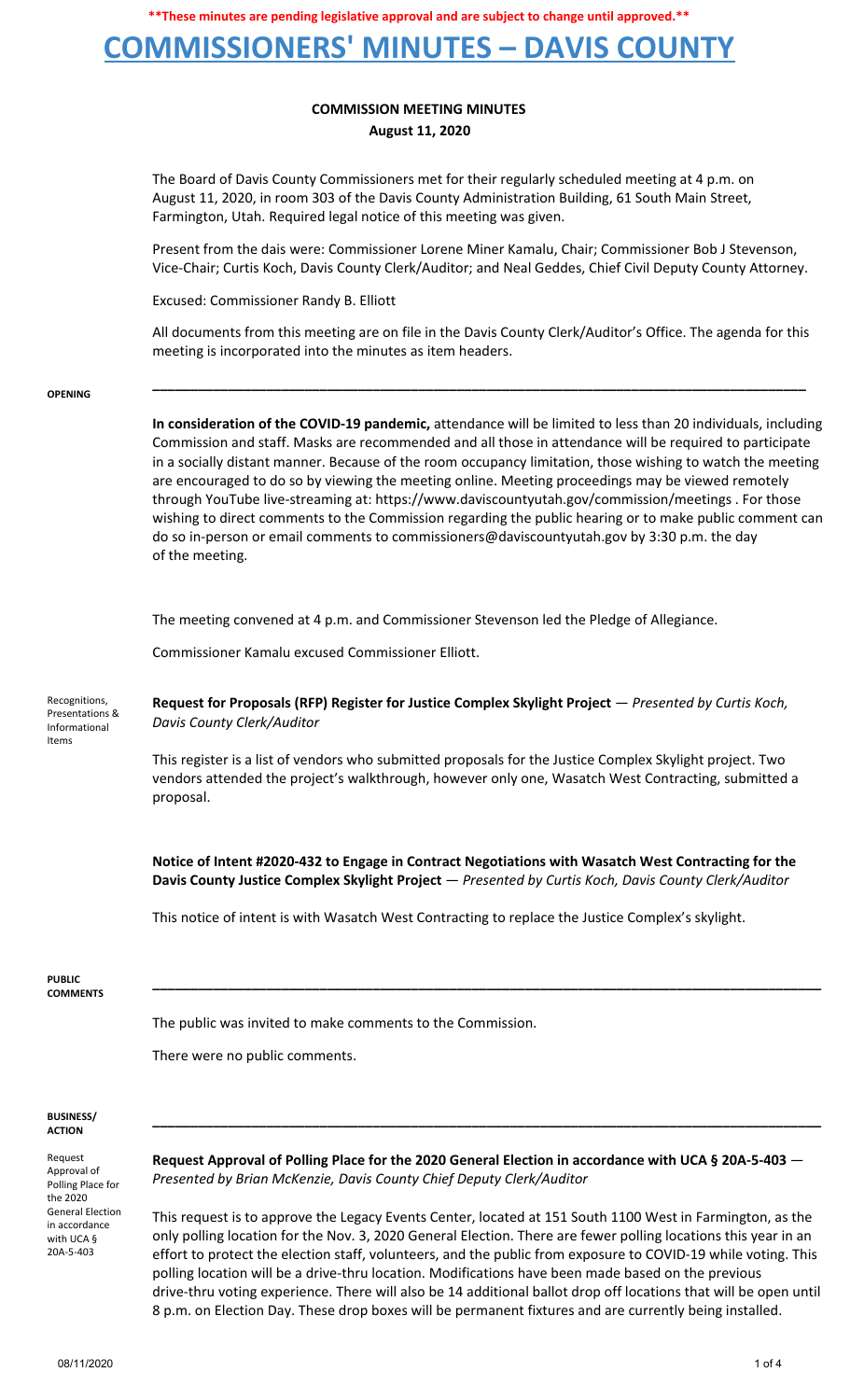**\*\*These minutes are pending legislative approval and are subject to change until approved.\*\***

# COMMISSIONERS' MINUTES – DAVIS COUNTY

## COMMISSION MEETING MINUTES

**August 11, 2020**

The Board of Davis County Commissioners met for their regularly scheduled meeting at 4 p.m. on August 11, 2020, in room 303 of the Davis County Administration Building, 61 South Main Street, Farmington, Utah. Required legal notice of this meeting was given.

Present from the dais were: Commissioner Lorene Miner Kamalu, Chair; Commissioner Bob J Stevenson, Vice-Chair; Curtis Koch, Davis County Clerk/Auditor; and Neal Geddes, Chief Civil Deputy County Attorney.

Excused: Commissioner Randy B. Elliott

All documents from this meeting are on file in the Davis County Clerk/Auditor's Office. The agenda for this meeting is incorporated into the minutes as item headers.

---

**OPENING**

**In consideration of the COVID-19 pandemic,** attendance will be limited to less than 20 individuals, including Commission and staff. Masks are recommended and all those in attendance will be required to participate in a socially distant manner. Because of the room occupancy limitation, those wishing to watch the meeting are encouraged to do so by viewing the meeting online. Meeting proceedings may be viewed remotely through YouTube live-streaming at: https://www.daviscountyutah.gov/commission/meetings . For those wishing to direct comments to the Commission regarding the public hearing or to make public comment can do so in-person or email comments to commissioners@daviscountyutah.gov by 3:30 p.m. the day of the meeting.

The meeting convened at 4 p.m. and Commissioner Stevenson led the Pledge of Allegiance.

Commissioner Kamalu excused Commissioner Elliott.

Recognitions, Presentations & Informational Items

**Request for Proposals (RFP) Register for Justice Complex Skylight Project** — *Presented by Curtis Koch, Davis County Clerk/Auditor*

This register is a list of vendors who submitted proposals for the Justice Complex Skylight project. Two vendors attended the project's walkthrough, however only one, Wasatch West Contracting, submitted a proposal.

**Notice of Intent #2020-432 to Engage in Contract Negotiations with Wasatch West Contracting for the Davis County Justice Complex Skylight Project** — *Presented by Curtis Koch, Davis County Clerk/Auditor*

This notice of intent is with Wasatch West Contracting to replace the Justice Complex's skylight.

---

**PUBLIC COMMENTS**

The public was invited to make comments to the Commission.

There were no public comments.

---

**BUSINESS/ ACTION**

Request Approval of Polling Place for the 2020 General Election in accordance with UCA § 20A-5-403

**Request Approval of Polling Place for the 2020 General Election in accordance with UCA § 20A-5-403** — *Presented by Brian McKenzie, Davis County Chief Deputy Clerk/Auditor*

This request is to approve the Legacy Events Center, located at 151 South 1100 West in Farmington, as the only polling location for the Nov. 3, 2020 General Election. There are fewer polling locations this year in an effort to protect the election staff, volunteers, and the public from exposure to COVID-19 while voting. This polling location will be a drive-thru location. Modifications have been made based on the previous drive-thru voting experience. There will also be 14 additional ballot drop off locations that will be open until 8 p.m. on Election Day. These drop boxes will be permanent fixtures and are currently being installed.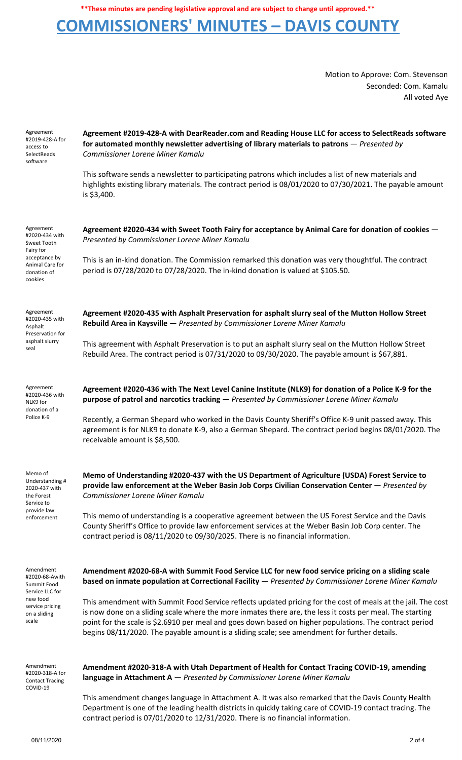**These minutes are pending legislative approval and are subject to change until approved.**

# COMMISSIONERS' MINUTES – DAVIS COUNTY

Motion to Approve: Com. Stevenson
Seconded: Com. Kamalu
All voted Aye

Agreement #2019-428-A for access to SelectReads software

**Agreement #2019-428-A with DearReader.com and Reading House LLC for access to SelectReads software for automated monthly newsletter advertising of library materials to patrons** — *Presented by Commissioner Lorene Miner Kamalu*

This software sends a newsletter to participating patrons which includes a list of new materials and highlights existing library materials. The contract period is 08/01/2020 to 07/30/2021. The payable amount is $3,400.

Agreement #2020-434 with Sweet Tooth Fairy for acceptance by Animal Care for donation of cookies

**Agreement #2020-434 with Sweet Tooth Fairy for acceptance by Animal Care for donation of cookies** — *Presented by Commissioner Lorene Miner Kamalu*

This is an in-kind donation. The Commission remarked this donation was very thoughtful. The contract period is 07/28/2020 to 07/28/2020. The in-kind donation is valued at $105.50.

Agreement #2020-435 with Asphalt Preservation for asphalt slurry seal

**Agreement #2020-435 with Asphalt Preservation for asphalt slurry seal of the Mutton Hollow Street Rebuild Area in Kaysville** — *Presented by Commissioner Lorene Miner Kamalu*

This agreement with Asphalt Preservation is to put an asphalt slurry seal on the Mutton Hollow Street Rebuild Area. The contract period is 07/31/2020 to 09/30/2020. The payable amount is $67,881.

Agreement #2020-436 with NLK9 for donation of a Police K-9

**Agreement #2020-436 with The Next Level Canine Institute (NLK9) for donation of a Police K-9 for the purpose of patrol and narcotics tracking** — *Presented by Commissioner Lorene Miner Kamalu*

Recently, a German Shepard who worked in the Davis County Sheriff's Office K-9 unit passed away. This agreement is for NLK9 to donate K-9, also a German Shepard. The contract period begins 08/01/2020. The receivable amount is $8,500.

Memo of Understanding # 2020-437 with the Forest Service to provide law enforcement

**Memo of Understanding #2020-437 with the US Department of Agriculture (USDA) Forest Service to provide law enforcement at the Weber Basin Job Corps Civilian Conservation Center** — *Presented by Commissioner Lorene Miner Kamalu*

This memo of understanding is a cooperative agreement between the US Forest Service and the Davis County Sheriff's Office to provide law enforcement services at the Weber Basin Job Corp center. The contract period is 08/11/2020 to 09/30/2025. There is no financial information.

Amendment #2020-68-Awith Summit Food Service LLC for new food service pricing on a sliding scale

**Amendment #2020-68-A with Summit Food Service LLC for new food service pricing on a sliding scale based on inmate population at Correctional Facility** — *Presented by Commissioner Lorene Miner Kamalu*

This amendment with Summit Food Service reflects updated pricing for the cost of meals at the jail. The cost is now done on a sliding scale where the more inmates there are, the less it costs per meal. The starting point for the scale is $2.6910 per meal and goes down based on higher populations. The contract period begins 08/11/2020. The payable amount is a sliding scale; see amendment for further details.

Amendment #2020-318-A for Contact Tracing COVID-19

**Amendment #2020-318-A with Utah Department of Health for Contact Tracing COVID-19, amending language in Attachment A** — *Presented by Commissioner Lorene Miner Kamalu*

This amendment changes language in Attachment A. It was also remarked that the Davis County Health Department is one of the leading health districts in quickly taking care of COVID-19 contact tracing. The contract period is 07/01/2020 to 12/31/2020. There is no financial information.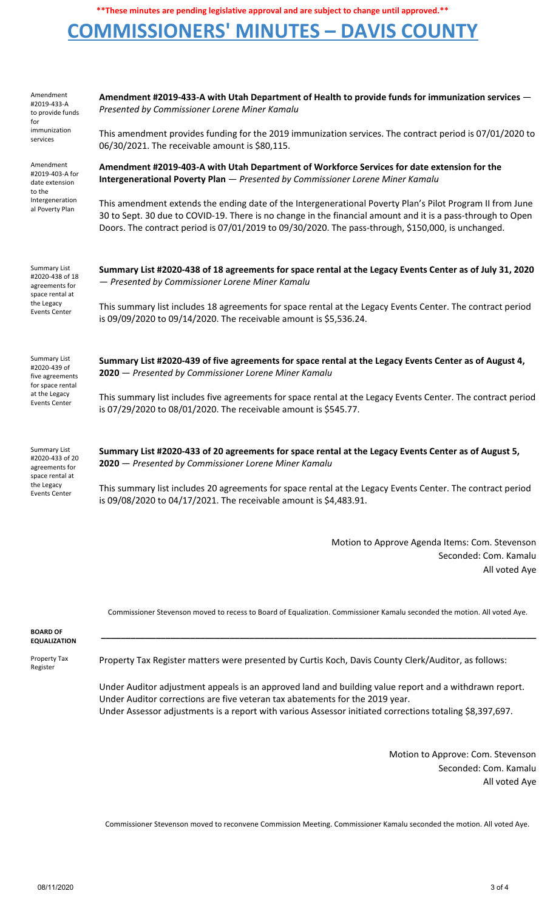**These minutes are pending legislative approval and are subject to change until approved.**

# COMMISSIONERS' MINUTES – DAVIS COUNTY

Amendment #2019-433-A to provide funds for immunization services

**Amendment #2019-433-A with Utah Department of Health to provide funds for immunization services** — *Presented by Commissioner Lorene Miner Kamalu*

This amendment provides funding for the 2019 immunization services. The contract period is 07/01/2020 to 06/30/2021. The receivable amount is $80,115.

Amendment #2019-403-A for date extension to the Intergenerational Poverty Plan

**Amendment #2019-403-A with Utah Department of Workforce Services for date extension for the Intergenerational Poverty Plan** — *Presented by Commissioner Lorene Miner Kamalu*

This amendment extends the ending date of the Intergenerational Poverty Plan's Pilot Program II from June 30 to Sept. 30 due to COVID-19. There is no change in the financial amount and it is a pass-through to Open Doors. The contract period is 07/01/2019 to 09/30/2020. The pass-through, $150,000, is unchanged.

Summary List #2020-438 of 18 agreements for space rental at the Legacy Events Center

**Summary List #2020-438 of 18 agreements for space rental at the Legacy Events Center as of July 31, 2020** — *Presented by Commissioner Lorene Miner Kamalu*

This summary list includes 18 agreements for space rental at the Legacy Events Center. The contract period is 09/09/2020 to 09/14/2020. The receivable amount is $5,536.24.

Summary List #2020-439 of five agreements for space rental at the Legacy Events Center

**Summary List #2020-439 of five agreements for space rental at the Legacy Events Center as of August 4, 2020** — *Presented by Commissioner Lorene Miner Kamalu*

This summary list includes five agreements for space rental at the Legacy Events Center. The contract period is 07/29/2020 to 08/01/2020. The receivable amount is $545.77.

Summary List #2020-433 of 20 agreements for space rental at the Legacy Events Center

**Summary List #2020-433 of 20 agreements for space rental at the Legacy Events Center as of August 5, 2020** — *Presented by Commissioner Lorene Miner Kamalu*

This summary list includes 20 agreements for space rental at the Legacy Events Center. The contract period is 09/08/2020 to 04/17/2021. The receivable amount is $4,483.91.

Motion to Approve Agenda Items: Com. Stevenson
Seconded: Com. Kamalu
All voted Aye

Commissioner Stevenson moved to recess to Board of Equalization. Commissioner Kamalu seconded the motion. All voted Aye.

**BOARD OF EQUALIZATION**

---

Property Tax Register

Property Tax Register matters were presented by Curtis Koch, Davis County Clerk/Auditor, as follows:

Under Auditor adjustment appeals is an approved land and building value report and a withdrawn report.
Under Auditor corrections are five veteran tax abatements for the 2019 year.
Under Assessor adjustments is a report with various Assessor initiated corrections totaling $8,397,697.

Motion to Approve: Com. Stevenson
Seconded: Com. Kamalu
All voted Aye

Commissioner Stevenson moved to reconvene Commission Meeting. Commissioner Kamalu seconded the motion. All voted Aye.

08/11/2020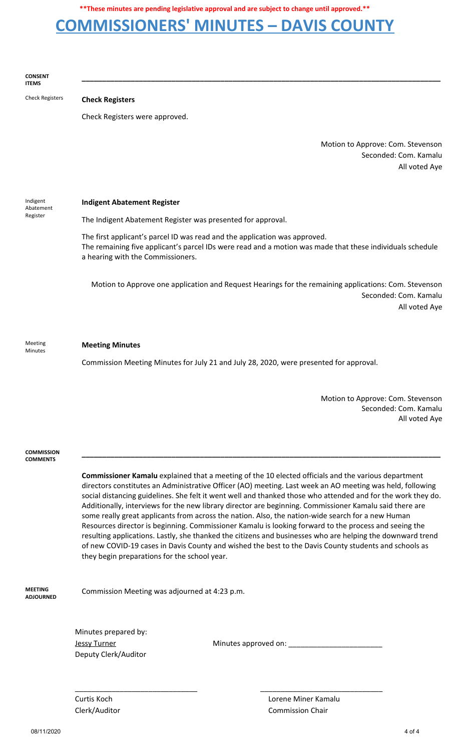**These minutes are pending legislative approval and are subject to change until approved.**

# COMMISSIONERS' MINUTES – DAVIS COUNTY

**CONSENT ITEMS**

---

Check Registers

**Check Registers**

Check Registers were approved.

Motion to Approve: Com. Stevenson
Seconded: Com. Kamalu
All voted Aye

Indigent Abatement Register

**Indigent Abatement Register**

The Indigent Abatement Register was presented for approval.

The first applicant's parcel ID was read and the application was approved.
The remaining five applicant's parcel IDs were read and a motion was made that these individuals schedule a hearing with the Commissioners.

Motion to Approve one application and Request Hearings for the remaining applications: Com. Stevenson
Seconded: Com. Kamalu
All voted Aye

Meeting Minutes

**Meeting Minutes**

Commission Meeting Minutes for July 21 and July 28, 2020, were presented for approval.

Motion to Approve: Com. Stevenson
Seconded: Com. Kamalu
All voted Aye

**COMMISSION COMMENTS**

---

**Commissioner Kamalu** explained that a meeting of the 10 elected officials and the various department directors constitutes an Administrative Officer (AO) meeting. Last week an AO meeting was held, following social distancing guidelines. She felt it went well and thanked those who attended and for the work they do. Additionally, interviews for the new library director are beginning. Commissioner Kamalu said there are some really great applicants from across the nation. Also, the nation-wide search for a new Human Resources director is beginning. Commissioner Kamalu is looking forward to the process and seeing the resulting applications. Lastly, she thanked the citizens and businesses who are helping the downward trend of new COVID-19 cases in Davis County and wished the best to the Davis County students and schools as they begin preparations for the school year.

**MEETING ADJOURNED**

Commission Meeting was adjourned at 4:23 p.m.

Minutes prepared by:
Jessy Turner
Deputy Clerk/Auditor

Minutes approved on: _______________________

_____________________________
Curtis Koch
Clerk/Auditor

_____________________________
Lorene Miner Kamalu
Commission Chair

08/11/2020